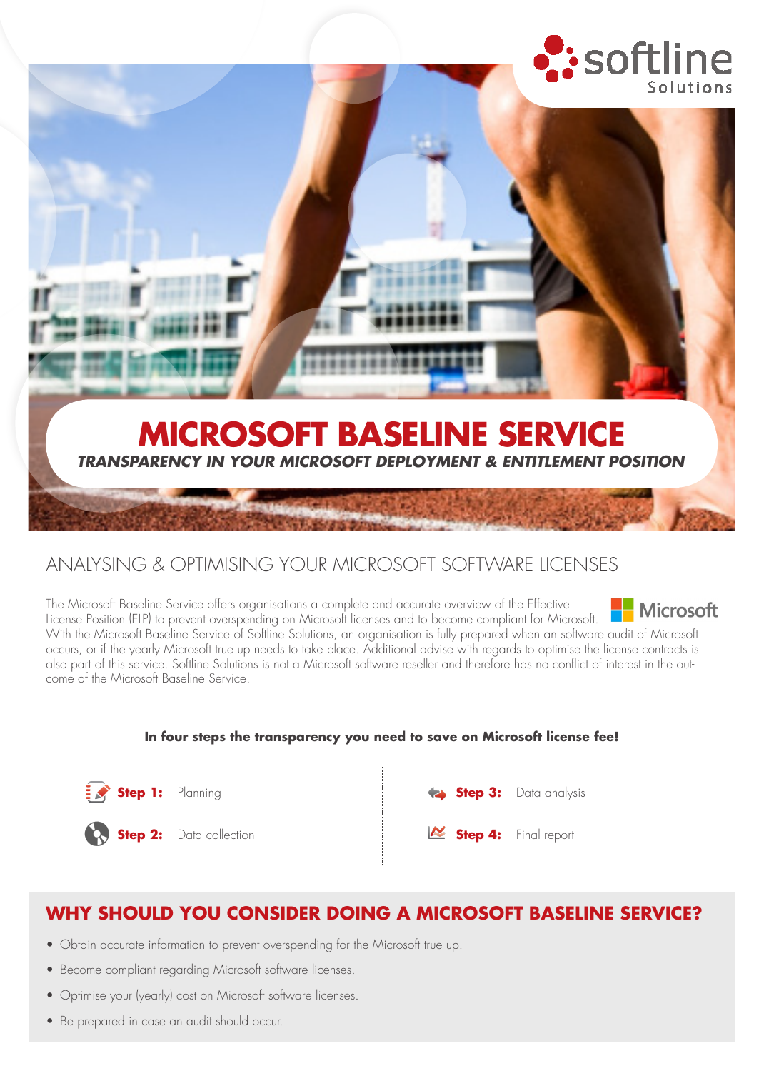# MICROSOFT BASELINE SERVICE

***TRANSPARENCY IN YOUR MICROSOFT DEPLOYMENT & ENTITLEMENT POSITION***

## ANALYSING & OPTIMISING YOUR MICROSOFT SOFTWARE LICENSES

The Microsoft Baseline Service offers organisations a complete and accurate overview of the Effective License Position (ELP) to prevent overspending on Microsoft licenses and to become compliant for Microsoft. With the Microsoft Baseline Service of Softline Solutions, an organisation is fully prepared when an software audit of Microsoft occurs, or if the yearly Microsoft true up needs to take place. Additional advise with regards to optimise the license contracts is also part of this service. Softline Solutions is not a Microsoft software reseller and therefore has no conflict of interest in the outcome of the Microsoft Baseline Service.

**In four steps the transparency you need to save on Microsoft license fee!**

- **Step 1:** Planning
- **Step 2:** Data collection
- **Step 3:** Data analysis
- **Step 4:** Final report

## WHY SHOULD YOU CONSIDER DOING A MICROSOFT BASELINE SERVICE?

- Obtain accurate information to prevent overspending for the Microsoft true up.
- Become compliant regarding Microsoft software licenses.
- Optimise your (yearly) cost on Microsoft software licenses.
- Be prepared in case an audit should occur.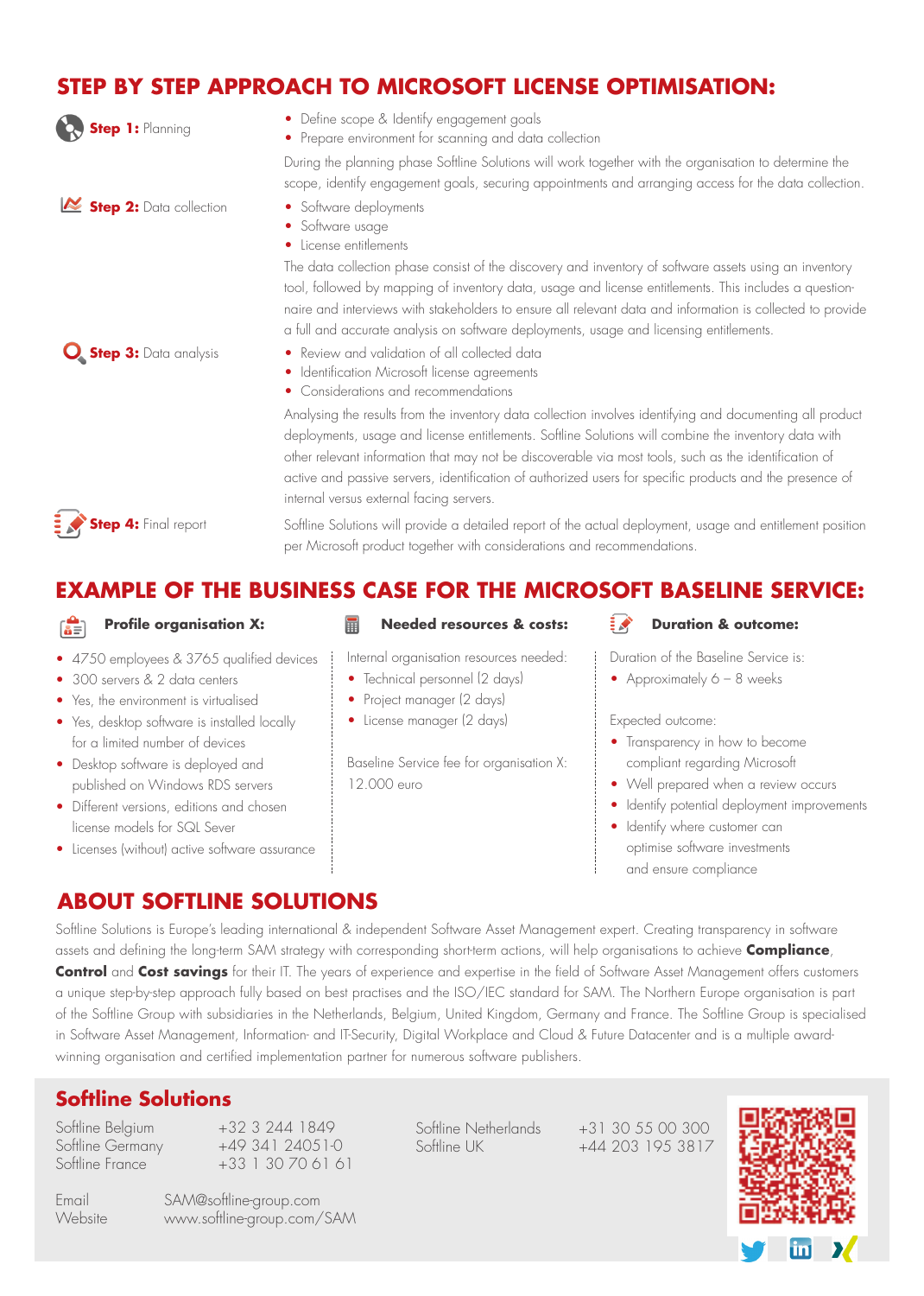## STEP BY STEP APPROACH TO MICROSOFT LICENSE OPTIMISATION:

**Step 1:** Planning

- Define scope & Identify engagement goals
- Prepare environment for scanning and data collection

During the planning phase Softline Solutions will work together with the organisation to determine the scope, identify engagement goals, securing appointments and arranging access for the data collection.

**Step 2:** Data collection

- Software deployments
- Software usage
- License entitlements

The data collection phase consist of the discovery and inventory of software assets using an inventory tool, followed by mapping of inventory data, usage and license entitlements. This includes a questionnaire and interviews with stakeholders to ensure all relevant data and information is collected to provide a full and accurate analysis on software deployments, usage and licensing entitlements.

**Step 3:** Data analysis

- Review and validation of all collected data
- Identification Microsoft license agreements
- Considerations and recommendations

Analysing the results from the inventory data collection involves identifying and documenting all product deployments, usage and license entitlements. Softline Solutions will combine the inventory data with other relevant information that may not be discoverable via most tools, such as the identification of active and passive servers, identification of authorized users for specific products and the presence of internal versus external facing servers.

**Step 4:** Final report

Softline Solutions will provide a detailed report of the actual deployment, usage and entitlement position per Microsoft product together with considerations and recommendations.

## EXAMPLE OF THE BUSINESS CASE FOR THE MICROSOFT BASELINE SERVICE:

### Profile organisation X:

- 4750 employees & 3765 qualified devices
- 300 servers & 2 data centers
- Yes, the environment is virtualised
- Yes, desktop software is installed locally for a limited number of devices
- Desktop software is deployed and published on Windows RDS servers
- Different versions, editions and chosen license models for SQL Sever
- Licenses (without) active software assurance

### Needed resources & costs:

Internal organisation resources needed:

- Technical personnel (2 days)
- Project manager (2 days)
- License manager (2 days)

Baseline Service fee for organisation X: 12.000 euro

### Duration & outcome:

Duration of the Baseline Service is:

- Approximately 6 – 8 weeks

Expected outcome:

- Transparency in how to become compliant regarding Microsoft
- Well prepared when a review occurs
- Identify potential deployment improvements
- Identify where customer can optimise software investments and ensure compliance

## ABOUT SOFTLINE SOLUTIONS

Softline Solutions is Europe's leading international & independent Software Asset Management expert. Creating transparency in software assets and defining the long-term SAM strategy with corresponding short-term actions, will help organisations to achieve **Compliance**, **Control** and **Cost savings** for their IT. The years of experience and expertise in the field of Software Asset Management offers customers a unique step-by-step approach fully based on best practises and the ISO/IEC standard for SAM. The Northern Europe organisation is part of the Softline Group with subsidiaries in the Netherlands, Belgium, United Kingdom, Germany and France. The Softline Group is specialised in Software Asset Management, Information- and IT-Security, Digital Workplace and Cloud & Future Datacenter and is a multiple award-winning organisation and certified implementation partner for numerous software publishers.

## Softline Solutions

Softline Belgium +32 3 244 1849
Softline Germany +49 341 24051-0
Softline France +33 1 30 70 61 61
Softline Netherlands +31 30 55 00 300
Softline UK +44 203 195 3817

Email SAM@softline-group.com
Website www.softline-group.com/SAM